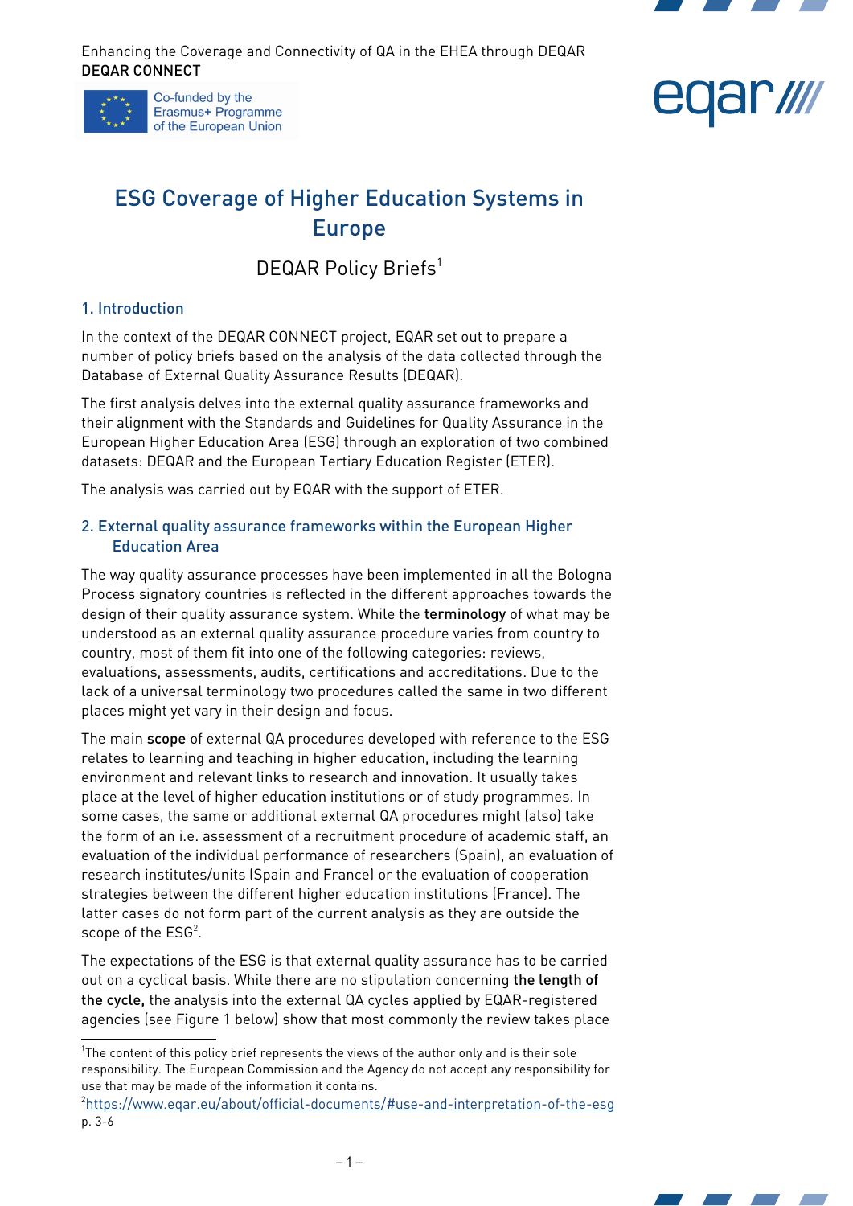Enhancing the Coverage and Connectivity of QA in the EHEA through DEQAR
DEQAR CONNECT

Co-funded by the Erasmus+ Programme of the European Union

# ESG Coverage of Higher Education Systems in Europe

DEQAR Policy Briefs[1]

## 1. Introduction

In the context of the DEQAR CONNECT project, EQAR set out to prepare a number of policy briefs based on the analysis of the data collected through the Database of External Quality Assurance Results (DEQAR).

The first analysis delves into the external quality assurance frameworks and their alignment with the Standards and Guidelines for Quality Assurance in the European Higher Education Area (ESG) through an exploration of two combined datasets: DEQAR and the European Tertiary Education Register (ETER).

The analysis was carried out by EQAR with the support of ETER.

## 2. External quality assurance frameworks within the European Higher Education Area

The way quality assurance processes have been implemented in all the Bologna Process signatory countries is reflected in the different approaches towards the design of their quality assurance system. While the **terminology** of what may be understood as an external quality assurance procedure varies from country to country, most of them fit into one of the following categories: reviews, evaluations, assessments, audits, certifications and accreditations. Due to the lack of a universal terminology two procedures called the same in two different places might yet vary in their design and focus.

The main **scope** of external QA procedures developed with reference to the ESG relates to learning and teaching in higher education, including the learning environment and relevant links to research and innovation. It usually takes place at the level of higher education institutions or of study programmes. In some cases, the same or additional external QA procedures might (also) take the form of an i.e. assessment of a recruitment procedure of academic staff, an evaluation of the individual performance of researchers (Spain), an evaluation of research institutes/units (Spain and France) or the evaluation of cooperation strategies between the different higher education institutions (France). The latter cases do not form part of the current analysis as they are outside the scope of the ESG[2].

The expectations of the ESG is that external quality assurance has to be carried out on a cyclical basis. While there are no stipulation concerning **the length of the cycle,** the analysis into the external QA cycles applied by EQAR-registered agencies (see Figure 1 below) show that most commonly the review takes place

---

[1] The content of this policy brief represents the views of the author only and is their sole responsibility. The European Commission and the Agency do not accept any responsibility for use that may be made of the information it contains.

[2] https://www.eqar.eu/about/official-documents/#use-and-interpretation-of-the-esg p. 3-6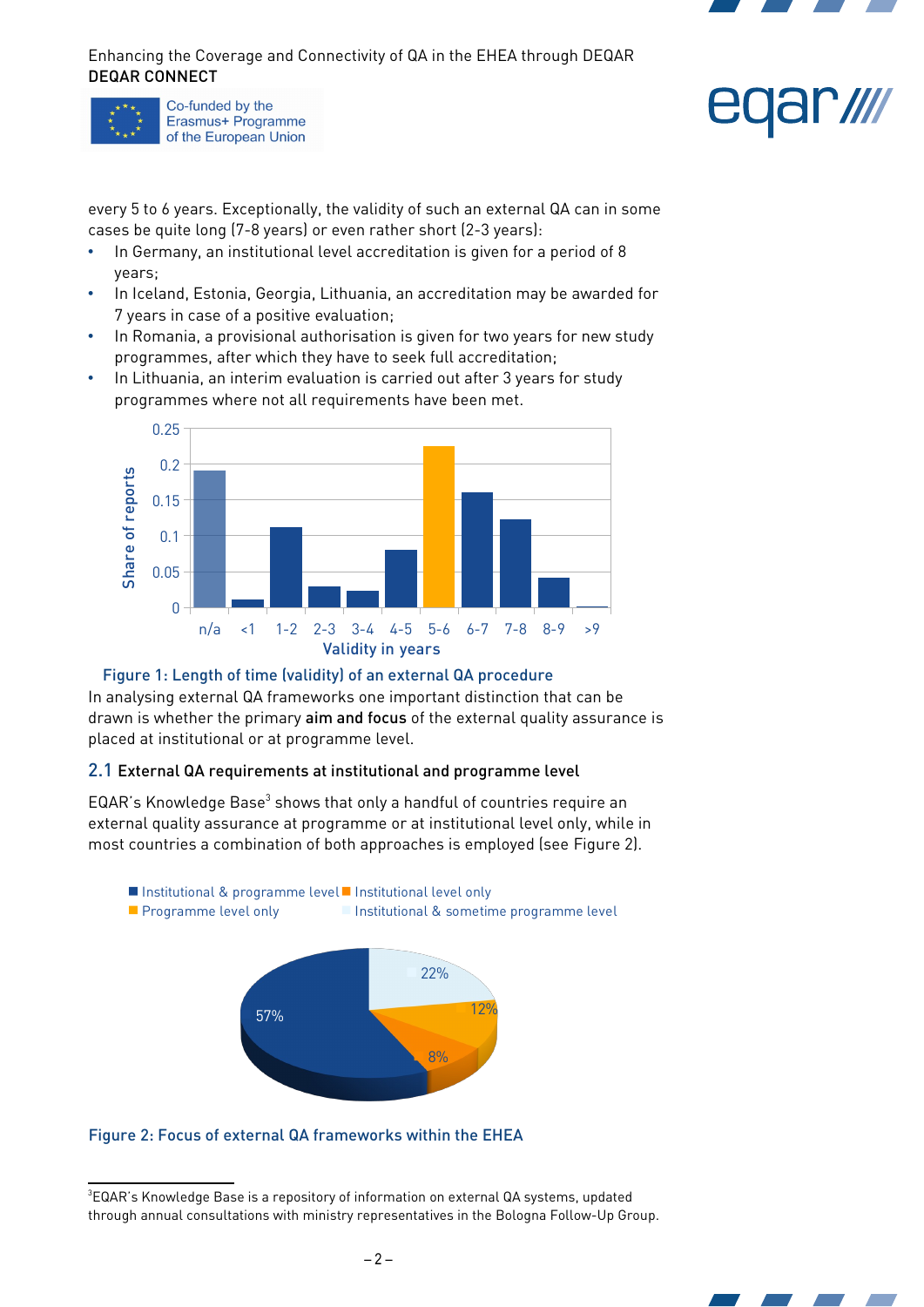every 5 to 6 years. Exceptionally, the validity of such an external QA can in some cases be quite long (7-8 years) or even rather short (2-3 years):

- In Germany, an institutional level accreditation is given for a period of 8 years;
- In Iceland, Estonia, Georgia, Lithuania, an accreditation may be awarded for 7 years in case of a positive evaluation;
- In Romania, a provisional authorisation is given for two years for new study programmes, after which they have to seek full accreditation;
- In Lithuania, an interim evaluation is carried out after 3 years for study programmes where not all requirements have been met.

Figure 1: Length of time (validity) of an external QA procedure

In analysing external QA frameworks one important distinction that can be drawn is whether the primary **aim and focus** of the external quality assurance is placed at institutional or at programme level.

## 2.1 External QA requirements at institutional and programme level

EQAR's Knowledge Base[3] shows that only a handful of countries require an external quality assurance at programme or at institutional level only, while in most countries a combination of both approaches is employed (see Figure 2).

Figure 2: Focus of external QA frameworks within the EHEA

[3] EQAR's Knowledge Base is a repository of information on external QA systems, updated through annual consultations with ministry representatives in the Bologna Follow-Up Group.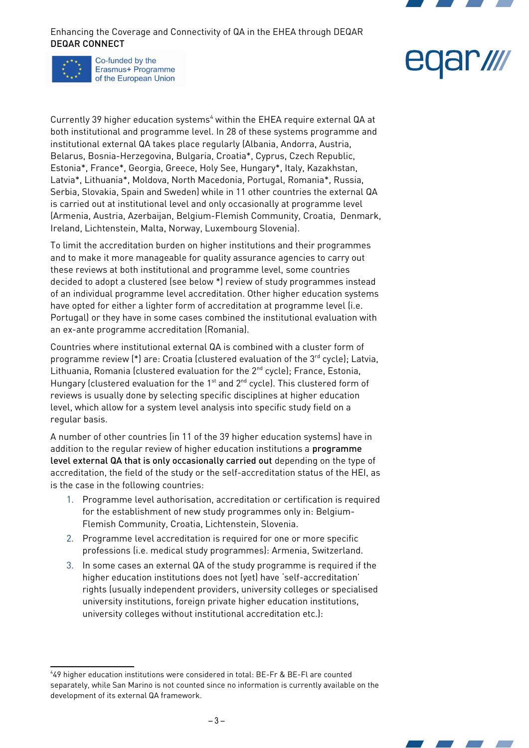Currently 39 higher education systems[4] within the EHEA require external QA at both institutional and programme level. In 28 of these systems programme and institutional external QA takes place regularly (Albania, Andorra, Austria, Belarus, Bosnia-Herzegovina, Bulgaria, Croatia*, Cyprus, Czech Republic, Estonia*, France*, Georgia, Greece, Holy See, Hungary*, Italy, Kazakhstan, Latvia*, Lithuania*, Moldova, North Macedonia, Portugal, Romania*, Russia, Serbia, Slovakia, Spain and Sweden) while in 11 other countries the external QA is carried out at institutional level and only occasionally at programme level (Armenia, Austria, Azerbaijan, Belgium-Flemish Community, Croatia, Denmark, Ireland, Lichtenstein, Malta, Norway, Luxembourg Slovenia).

To limit the accreditation burden on higher institutions and their programmes and to make it more manageable for quality assurance agencies to carry out these reviews at both institutional and programme level, some countries decided to adopt a clustered (see below *) review of study programmes instead of an individual programme level accreditation. Other higher education systems have opted for either a lighter form of accreditation at programme level (i.e. Portugal) or they have in some cases combined the institutional evaluation with an ex-ante programme accreditation (Romania).

Countries where institutional external QA is combined with a cluster form of programme review (*) are: Croatia (clustered evaluation of the 3rd cycle); Latvia, Lithuania, Romania (clustered evaluation for the 2nd cycle); France, Estonia, Hungary (clustered evaluation for the 1st and 2nd cycle). This clustered form of reviews is usually done by selecting specific disciplines at higher education level, which allow for a system level analysis into specific study field on a regular basis.

A number of other countries (in 11 of the 39 higher education systems) have in addition to the regular review of higher education institutions a **programme level external QA that is only occasionally carried out** depending on the type of accreditation, the field of the study or the self-accreditation status of the HEI, as is the case in the following countries:

1. Programme level authorisation, accreditation or certification is required for the establishment of new study programmes only in: Belgium-Flemish Community, Croatia, Lichtenstein, Slovenia.
2. Programme level accreditation is required for one or more specific professions (i.e. medical study programmes): Armenia, Switzerland.
3. In some cases an external QA of the study programme is required if the higher education institutions does not (yet) have 'self-accreditation' rights (usually independent providers, university colleges or specialised university institutions, foreign private higher education institutions, university colleges without institutional accreditation etc.):

---

[4] 49 higher education institutions were considered in total: BE-Fr & BE-Fl are counted separately, while San Marino is not counted since no information is currently available on the development of its external QA framework.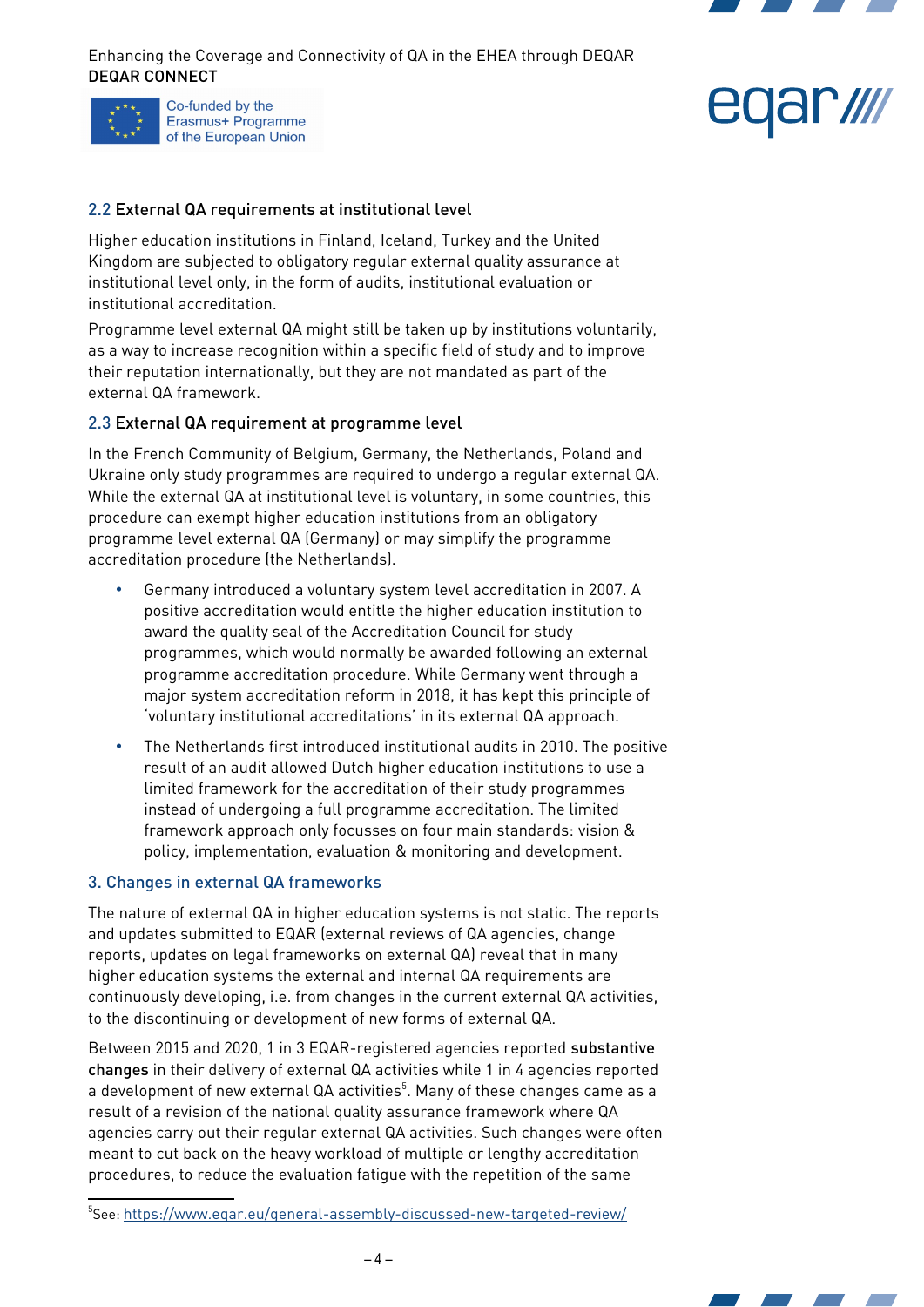### 2.2 External QA requirements at institutional level

Higher education institutions in Finland, Iceland, Turkey and the United Kingdom are subjected to obligatory regular external quality assurance at institutional level only, in the form of audits, institutional evaluation or institutional accreditation.

Programme level external QA might still be taken up by institutions voluntarily, as a way to increase recognition within a specific field of study and to improve their reputation internationally, but they are not mandated as part of the external QA framework.

### 2.3 External QA requirement at programme level

In the French Community of Belgium, Germany, the Netherlands, Poland and Ukraine only study programmes are required to undergo a regular external QA. While the external QA at institutional level is voluntary, in some countries, this procedure can exempt higher education institutions from an obligatory programme level external QA (Germany) or may simplify the programme accreditation procedure (the Netherlands).

- Germany introduced a voluntary system level accreditation in 2007. A positive accreditation would entitle the higher education institution to award the quality seal of the Accreditation Council for study programmes, which would normally be awarded following an external programme accreditation procedure. While Germany went through a major system accreditation reform in 2018, it has kept this principle of 'voluntary institutional accreditations' in its external QA approach.
- The Netherlands first introduced institutional audits in 2010. The positive result of an audit allowed Dutch higher education institutions to use a limited framework for the accreditation of their study programmes instead of undergoing a full programme accreditation. The limited framework approach only focusses on four main standards: vision & policy, implementation, evaluation & monitoring and development.

## 3. Changes in external QA frameworks

The nature of external QA in higher education systems is not static. The reports and updates submitted to EQAR (external reviews of QA agencies, change reports, updates on legal frameworks on external QA) reveal that in many higher education systems the external and internal QA requirements are continuously developing, i.e. from changes in the current external QA activities, to the discontinuing or development of new forms of external QA.

Between 2015 and 2020, 1 in 3 EQAR-registered agencies reported **substantive changes** in their delivery of external QA activities while 1 in 4 agencies reported a development of new external QA activities[5]. Many of these changes came as a result of a revision of the national quality assurance framework where QA agencies carry out their regular external QA activities. Such changes were often meant to cut back on the heavy workload of multiple or lengthy accreditation procedures, to reduce the evaluation fatigue with the repetition of the same

[5] See: https://www.eqar.eu/general-assembly-discussed-new-targeted-review/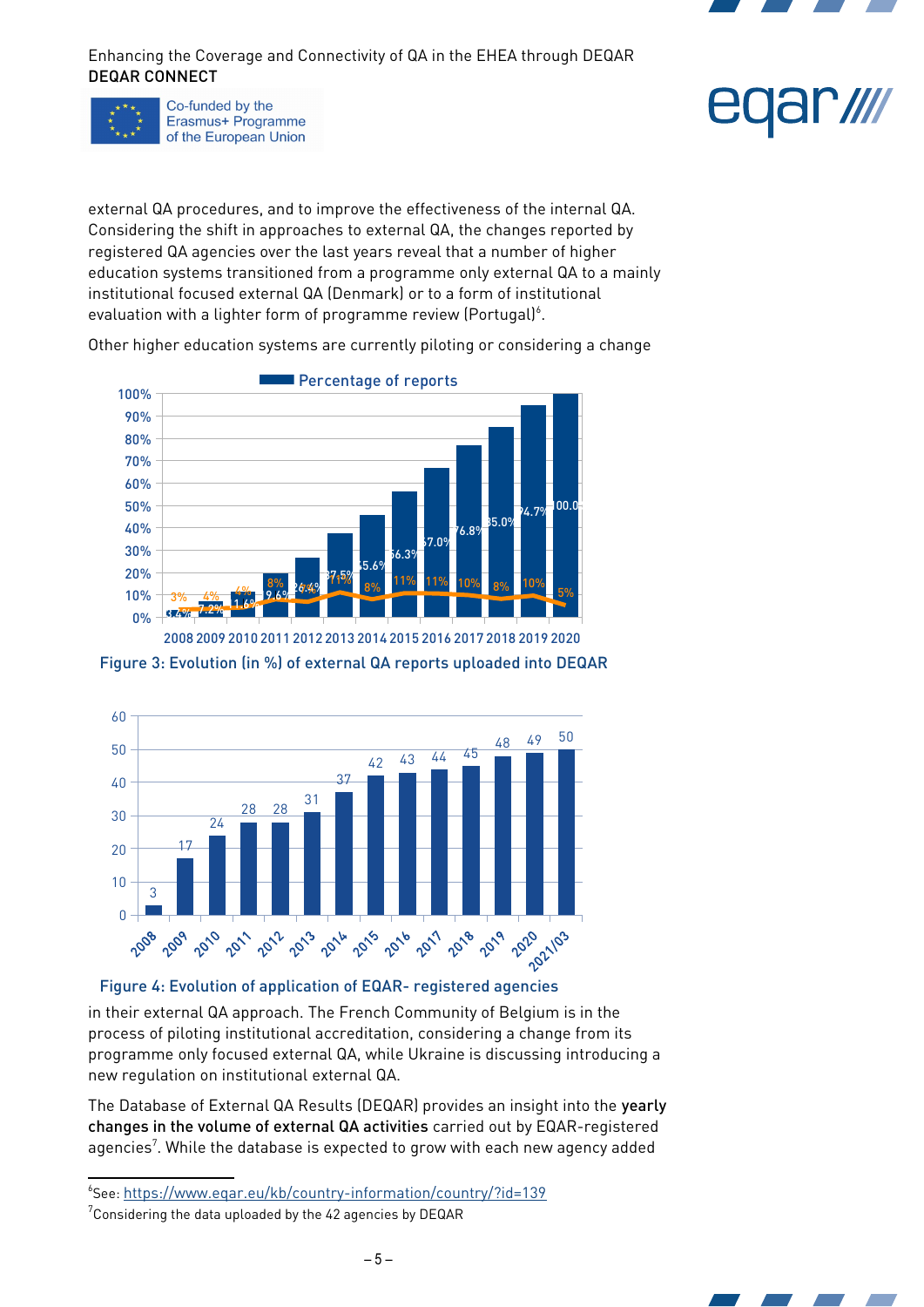external QA procedures, and to improve the effectiveness of the internal QA. Considering the shift in approaches to external QA, the changes reported by registered QA agencies over the last years reveal that a number of higher education systems transitioned from a programme only external QA to a mainly institutional focused external QA (Denmark) or to a form of institutional evaluation with a lighter form of programme review (Portugal)[6].

Other higher education systems are currently piloting or considering a change

Figure 3: Evolution (in %) of external QA reports uploaded into DEQAR

Figure 4: Evolution of application of EQAR- registered agencies

in their external QA approach. The French Community of Belgium is in the process of piloting institutional accreditation, considering a change from its programme only focused external QA, while Ukraine is discussing introducing a new regulation on institutional external QA.

The Database of External QA Results (DEQAR) provides an insight into the **yearly changes in the volume of external QA activities** carried out by EQAR-registered agencies[7]. While the database is expected to grow with each new agency added

---

[6]See: https://www.eqar.eu/kb/country-information/country/?id=139

[7]Considering the data uploaded by the 42 agencies by DEQAR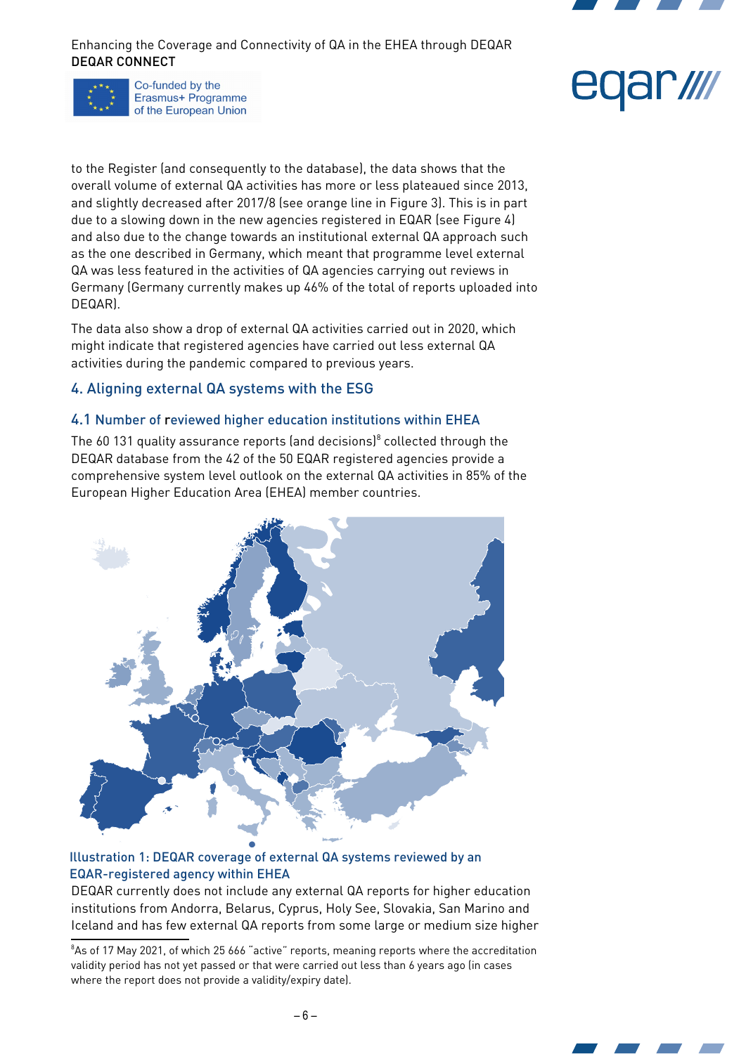to the Register (and consequently to the database), the data shows that the overall volume of external QA activities has more or less plateaued since 2013, and slightly decreased after 2017/8 (see orange line in Figure 3). This is in part due to a slowing down in the new agencies registered in EQAR (see Figure 4) and also due to the change towards an institutional external QA approach such as the one described in Germany, which meant that programme level external QA was less featured in the activities of QA agencies carrying out reviews in Germany (Germany currently makes up 46% of the total of reports uploaded into DEQAR).

The data also show a drop of external QA activities carried out in 2020, which might indicate that registered agencies have carried out less external QA activities during the pandemic compared to previous years.

## 4. Aligning external QA systems with the ESG

### 4.1 Number of reviewed higher education institutions within EHEA

The 60 131 quality assurance reports (and decisions)[8] collected through the DEQAR database from the 42 of the 50 EQAR registered agencies provide a comprehensive system level outlook on the external QA activities in 85% of the European Higher Education Area (EHEA) member countries.

Illustration 1: DEQAR coverage of external QA systems reviewed by an EQAR-registered agency within EHEA

DEQAR currently does not include any external QA reports for higher education institutions from Andorra, Belarus, Cyprus, Holy See, Slovakia, San Marino and Iceland and has few external QA reports from some large or medium size higher

---

[8] As of 17 May 2021, of which 25 666 "active" reports, meaning reports where the accreditation validity period has not yet passed or that were carried out less than 6 years ago (in cases where the report does not provide a validity/expiry date).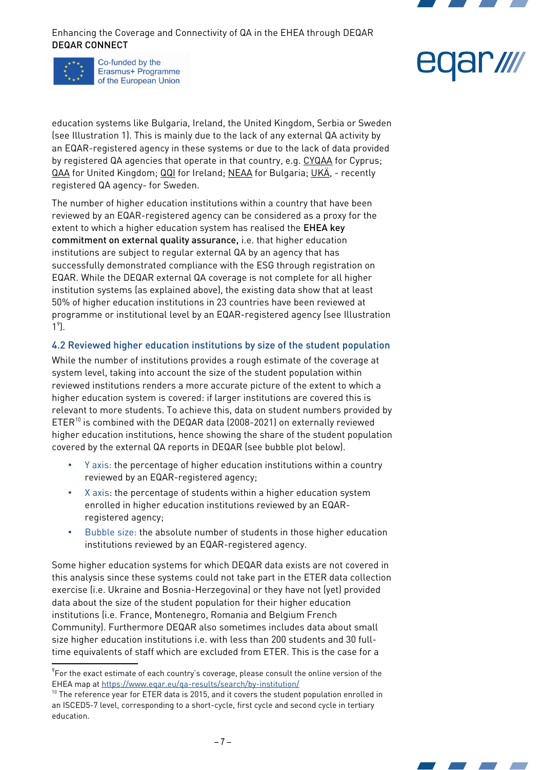education systems like Bulgaria, Ireland, the United Kingdom, Serbia or Sweden (see Illustration 1). This is mainly due to the lack of any external QA activity by an EQAR-registered agency in these systems or due to the lack of data provided by registered QA agencies that operate in that country, e.g. CYQAA for Cyprus; QAA for United Kingdom; QQI for Ireland; NEAA for Bulgaria; UKÄ, - recently registered QA agency- for Sweden.

The number of higher education institutions within a country that have been reviewed by an EQAR-registered agency can be considered as a proxy for the extent to which a higher education system has realised the **EHEA key commitment on external quality assurance,** i.e. that higher education institutions are subject to regular external QA by an agency that has successfully demonstrated compliance with the ESG through registration on EQAR. While the DEQAR external QA coverage is not complete for all higher institution systems (as explained above), the existing data show that at least 50% of higher education institutions in 23 countries have been reviewed at programme or institutional level by an EQAR-registered agency (see Illustration 1[9]).

## 4.2 Reviewed higher education institutions by size of the student population

While the number of institutions provides a rough estimate of the coverage at system level, taking into account the size of the student population within reviewed institutions renders a more accurate picture of the extent to which a higher education system is covered: if larger institutions are covered this is relevant to more students. To achieve this, data on student numbers provided by ETER[10] is combined with the DEQAR data (2008-2021) on externally reviewed higher education institutions, hence showing the share of the student population covered by the external QA reports in DEQAR (see bubble plot below).

- Y axis: the percentage of higher education institutions within a country reviewed by an EQAR-registered agency;
- X axis: the percentage of students within a higher education system enrolled in higher education institutions reviewed by an EQAR-registered agency;
- Bubble size: the absolute number of students in those higher education institutions reviewed by an EQAR-registered agency.

Some higher education systems for which DEQAR data exists are not covered in this analysis since these systems could not take part in the ETER data collection exercise (i.e. Ukraine and Bosnia-Herzegovina) or they have not (yet) provided data about the size of the student population for their higher education institutions (i.e. France, Montenegro, Romania and Belgium French Community). Furthermore DEQAR also sometimes includes data about small size higher education institutions i.e. with less than 200 students and 30 full-time equivalents of staff which are excluded from ETER. This is the case for a

---

[9] For the exact estimate of each country's coverage, please consult the online version of the EHEA map at https://www.eqar.eu/qa-results/search/by-institution/

[10] The reference year for ETER data is 2015, and it covers the student population enrolled in an ISCED5-7 level, corresponding to a short-cycle, first cycle and second cycle in tertiary education.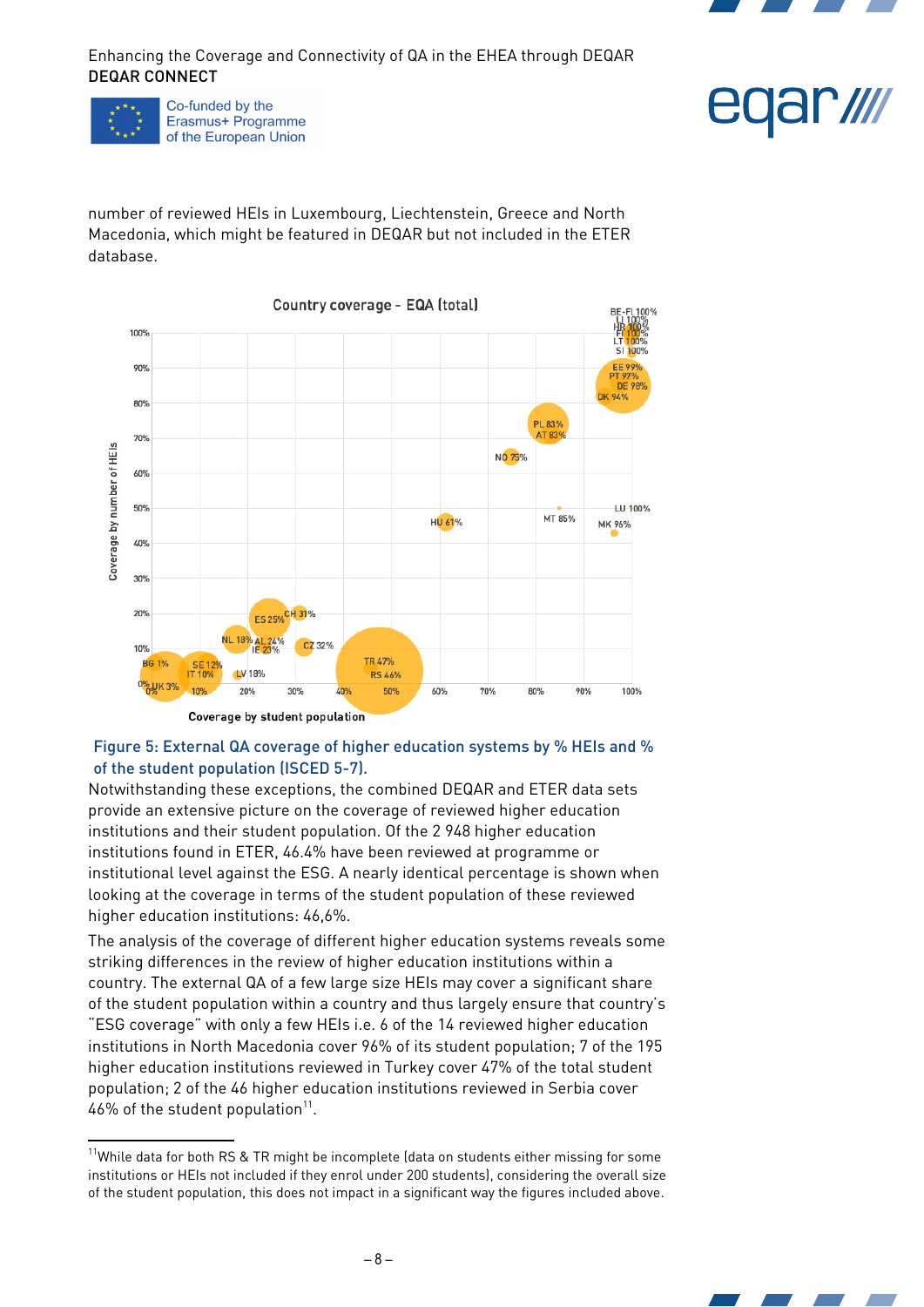number of reviewed HEIs in Luxembourg, Liechtenstein, Greece and North Macedonia, which might be featured in DEQAR but not included in the ETER database.

Figure 5: External QA coverage of higher education systems by % HEIs and % of the student population (ISCED 5-7).

Notwithstanding these exceptions, the combined DEQAR and ETER data sets provide an extensive picture on the coverage of reviewed higher education institutions and their student population. Of the 2 948 higher education institutions found in ETER, 46.4% have been reviewed at programme or institutional level against the ESG. A nearly identical percentage is shown when looking at the coverage in terms of the student population of these reviewed higher education institutions: 46,6%.

The analysis of the coverage of different higher education systems reveals some striking differences in the review of higher education institutions within a country. The external QA of a few large size HEIs may cover a significant share of the student population within a country and thus largely ensure that country's "ESG coverage" with only a few HEIs i.e. 6 of the 14 reviewed higher education institutions in North Macedonia cover 96% of its student population; 7 of the 195 higher education institutions reviewed in Turkey cover 47% of the total student population; 2 of the 46 higher education institutions reviewed in Serbia cover 46% of the student population[11].

[11] While data for both RS & TR might be incomplete (data on students either missing for some institutions or HEIs not included if they enrol under 200 students), considering the overall size of the student population, this does not impact in a significant way the figures included above.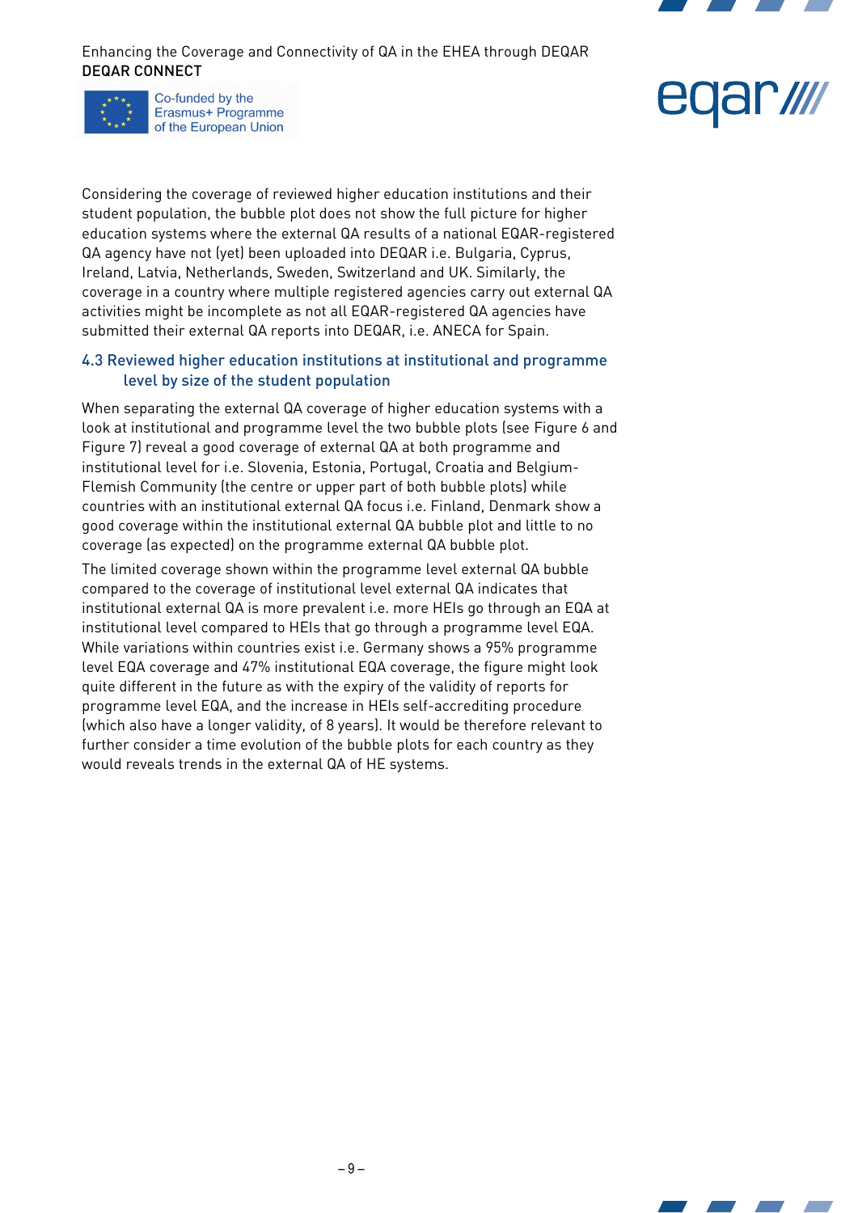Considering the coverage of reviewed higher education institutions and their student population, the bubble plot does not show the full picture for higher education systems where the external QA results of a national EQAR-registered QA agency have not (yet) been uploaded into DEQAR i.e. Bulgaria, Cyprus, Ireland, Latvia, Netherlands, Sweden, Switzerland and UK. Similarly, the coverage in a country where multiple registered agencies carry out external QA activities might be incomplete as not all EQAR-registered QA agencies have submitted their external QA reports into DEQAR, i.e. ANECA for Spain.

### 4.3 Reviewed higher education institutions at institutional and programme level by size of the student population

When separating the external QA coverage of higher education systems with a look at institutional and programme level the two bubble plots (see Figure 6 and Figure 7) reveal a good coverage of external QA at both programme and institutional level for i.e. Slovenia, Estonia, Portugal, Croatia and Belgium-Flemish Community (the centre or upper part of both bubble plots) while countries with an institutional external QA focus i.e. Finland, Denmark show a good coverage within the institutional external QA bubble plot and little to no coverage (as expected) on the programme external QA bubble plot.

The limited coverage shown within the programme level external QA bubble compared to the coverage of institutional level external QA indicates that institutional external QA is more prevalent i.e. more HEIs go through an EQA at institutional level compared to HEIs that go through a programme level EQA. While variations within countries exist i.e. Germany shows a 95% programme level EQA coverage and 47% institutional EQA coverage, the figure might look quite different in the future as with the expiry of the validity of reports for programme level EQA, and the increase in HEIs self-accrediting procedure (which also have a longer validity, of 8 years). It would be therefore relevant to further consider a time evolution of the bubble plots for each country as they would reveals trends in the external QA of HE systems.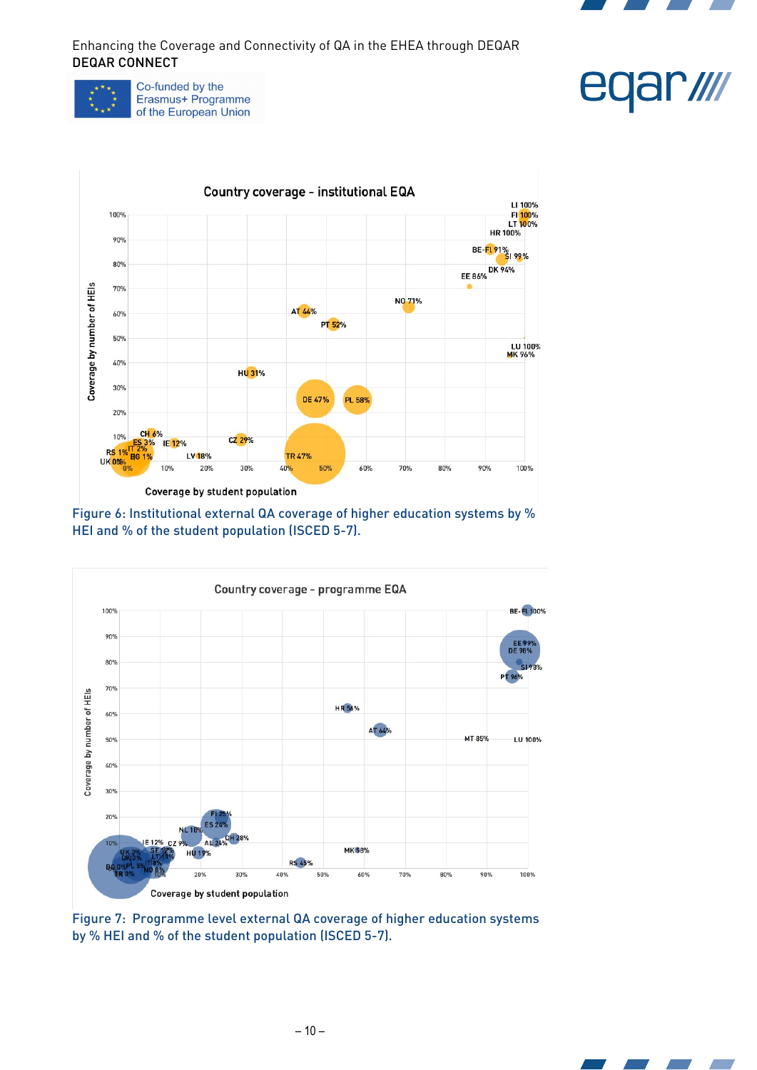Figure 6: Institutional external QA coverage of higher education systems by % HEI and % of the student population (ISCED 5-7).

Figure 7: Programme level external QA coverage of higher education systems by % HEI and % of the student population (ISCED 5-7).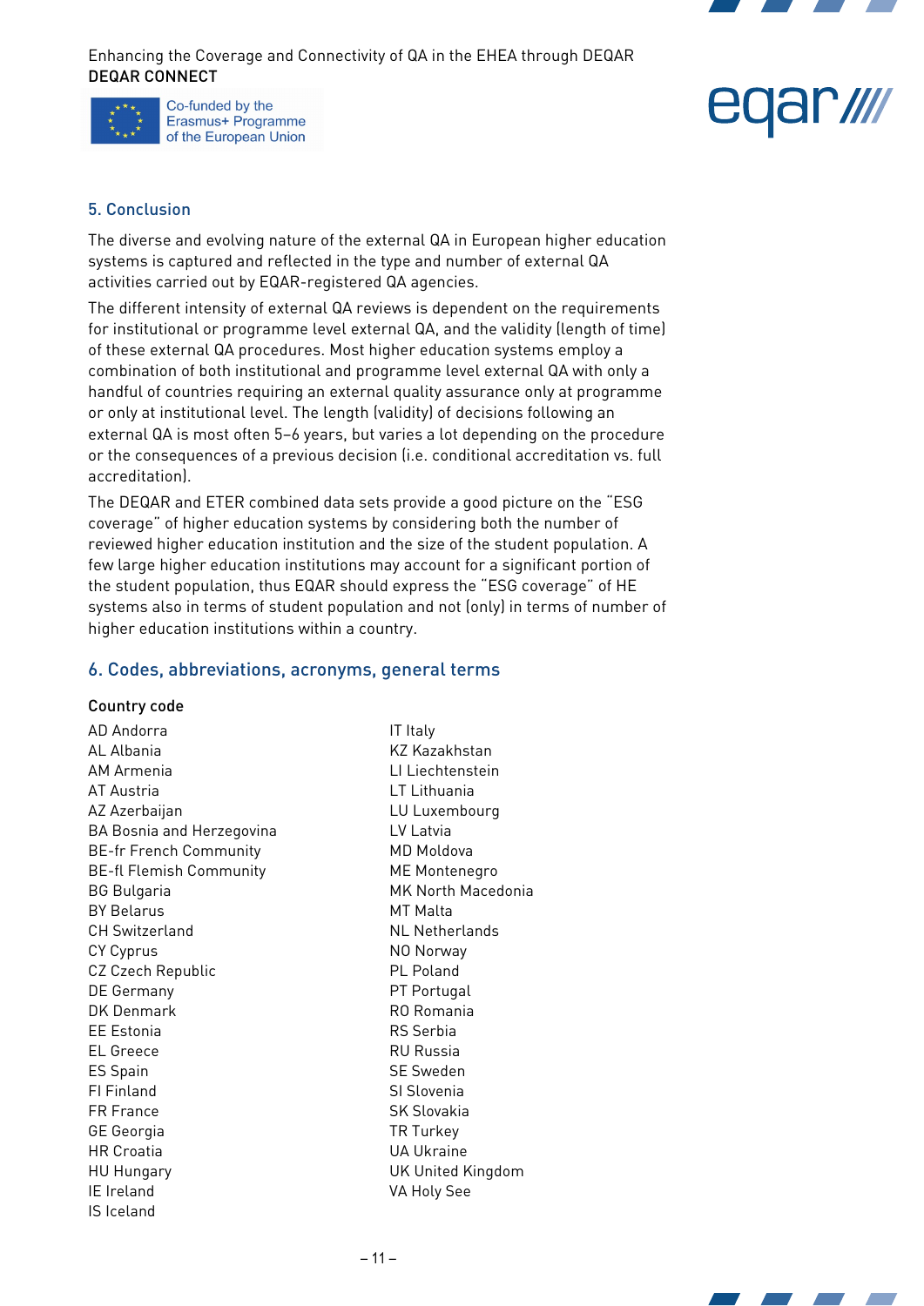## 5. Conclusion

The diverse and evolving nature of the external QA in European higher education systems is captured and reflected in the type and number of external QA activities carried out by EQAR-registered QA agencies.

The different intensity of external QA reviews is dependent on the requirements for institutional or programme level external QA, and the validity (length of time) of these external QA procedures. Most higher education systems employ a combination of both institutional and programme level external QA with only a handful of countries requiring an external quality assurance only at programme or only at institutional level. The length (validity) of decisions following an external QA is most often 5–6 years, but varies a lot depending on the procedure or the consequences of a previous decision (i.e. conditional accreditation vs. full accreditation).

The DEQAR and ETER combined data sets provide a good picture on the "ESG coverage" of higher education systems by considering both the number of reviewed higher education institution and the size of the student population. A few large higher education institutions may account for a significant portion of the student population, thus EQAR should express the "ESG coverage" of HE systems also in terms of student population and not (only) in terms of number of higher education institutions within a country.

## 6. Codes, abbreviations, acronyms, general terms

### Country code

AD Andorra
AL Albania
AM Armenia
AT Austria
AZ Azerbaijan
BA Bosnia and Herzegovina
BE-fr French Community
BE-fl Flemish Community
BG Bulgaria
BY Belarus
CH Switzerland
CY Cyprus
CZ Czech Republic
DE Germany
DK Denmark
EE Estonia
EL Greece
ES Spain
FI Finland
FR France
GE Georgia
HR Croatia
HU Hungary
IE Ireland
IS Iceland
IT Italy
KZ Kazakhstan
LI Liechtenstein
LT Lithuania
LU Luxembourg
LV Latvia
MD Moldova
ME Montenegro
MK North Macedonia
MT Malta
NL Netherlands
NO Norway
PL Poland
PT Portugal
RO Romania
RS Serbia
RU Russia
SE Sweden
SI Slovenia
SK Slovakia
TR Turkey
UA Ukraine
UK United Kingdom
VA Holy See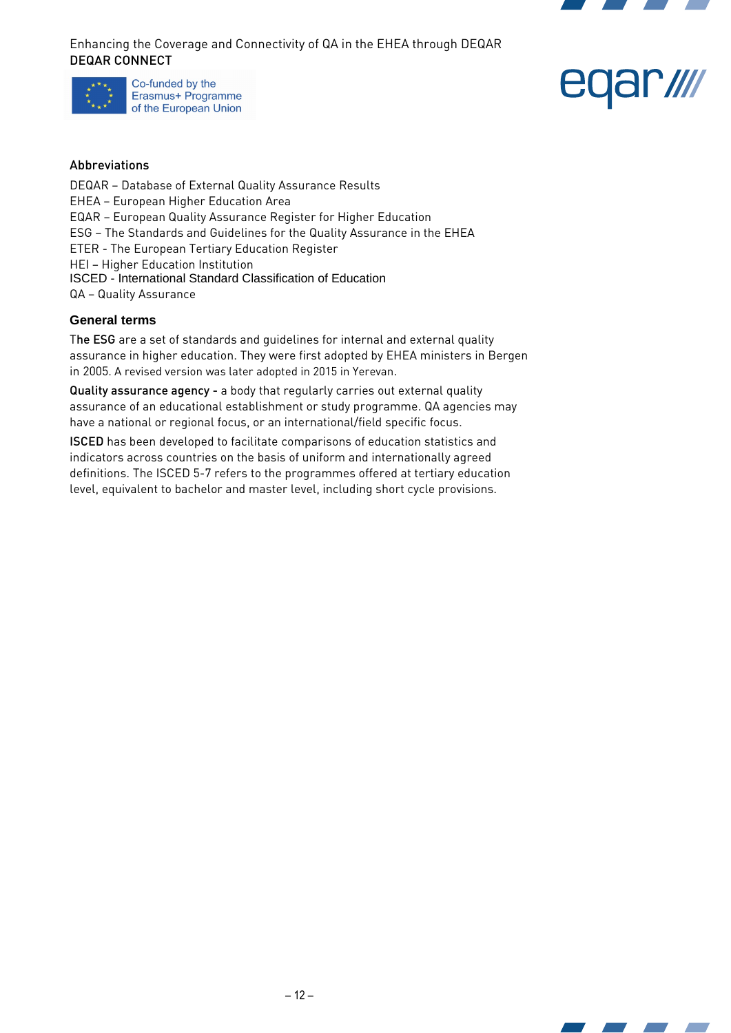## Abbreviations

DEQAR – Database of External Quality Assurance Results
EHEA – European Higher Education Area
EQAR – European Quality Assurance Register for Higher Education
ESG – The Standards and Guidelines for the Quality Assurance in the EHEA
ETER - The European Tertiary Education Register
HEI – Higher Education Institution
ISCED - International Standard Classification of Education
QA – Quality Assurance

## General terms

The **ESG** are a set of standards and guidelines for internal and external quality assurance in higher education. They were first adopted by EHEA ministers in Bergen in 2005. A revised version was later adopted in 2015 in Yerevan.

**Quality assurance agency -** a body that regularly carries out external quality assurance of an educational establishment or study programme. QA agencies may have a national or regional focus, or an international/field specific focus.

**ISCED** has been developed to facilitate comparisons of education statistics and indicators across countries on the basis of uniform and internationally agreed definitions. The ISCED 5-7 refers to the programmes offered at tertiary education level, equivalent to bachelor and master level, including short cycle provisions.